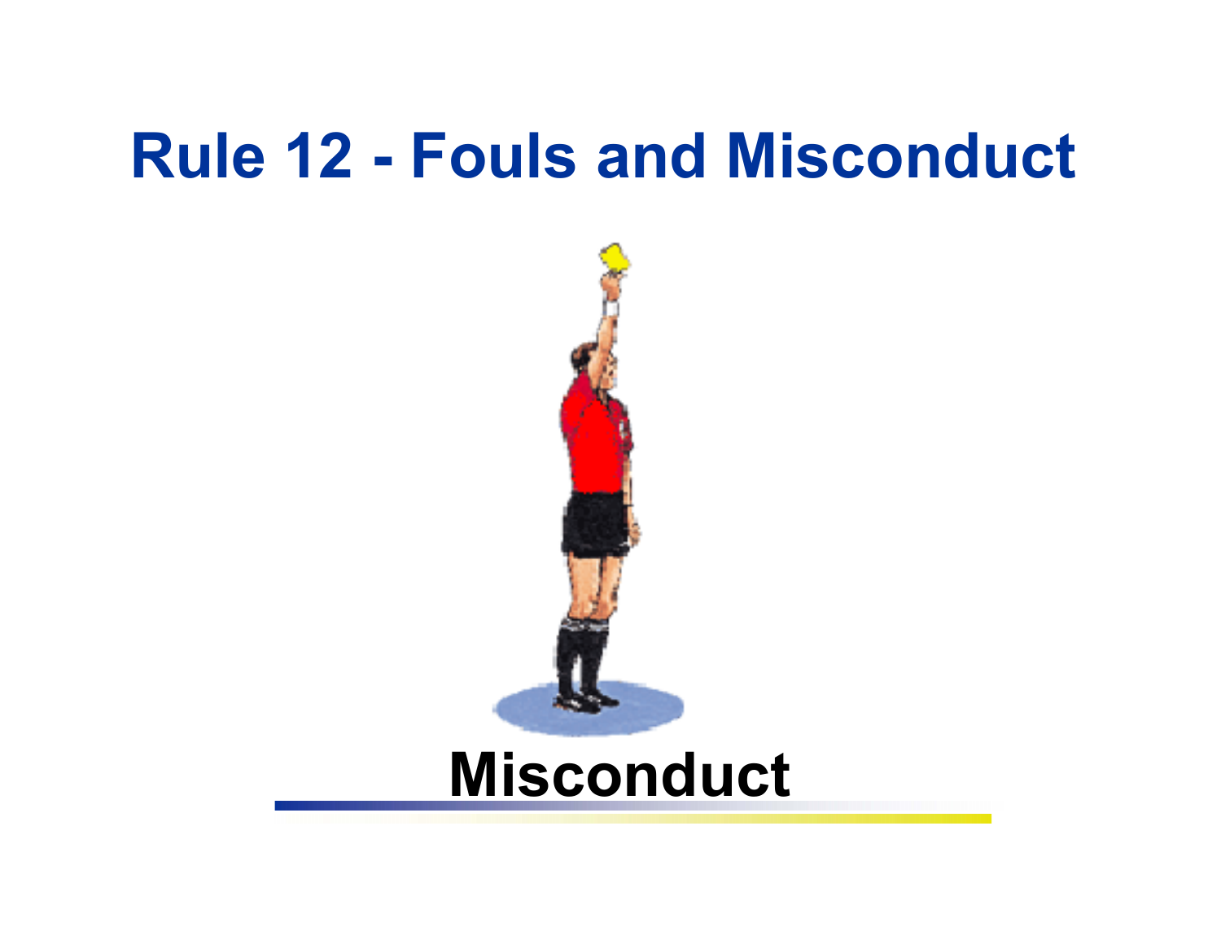# Rule 12 - Fouls and Misconduct

## Misconduct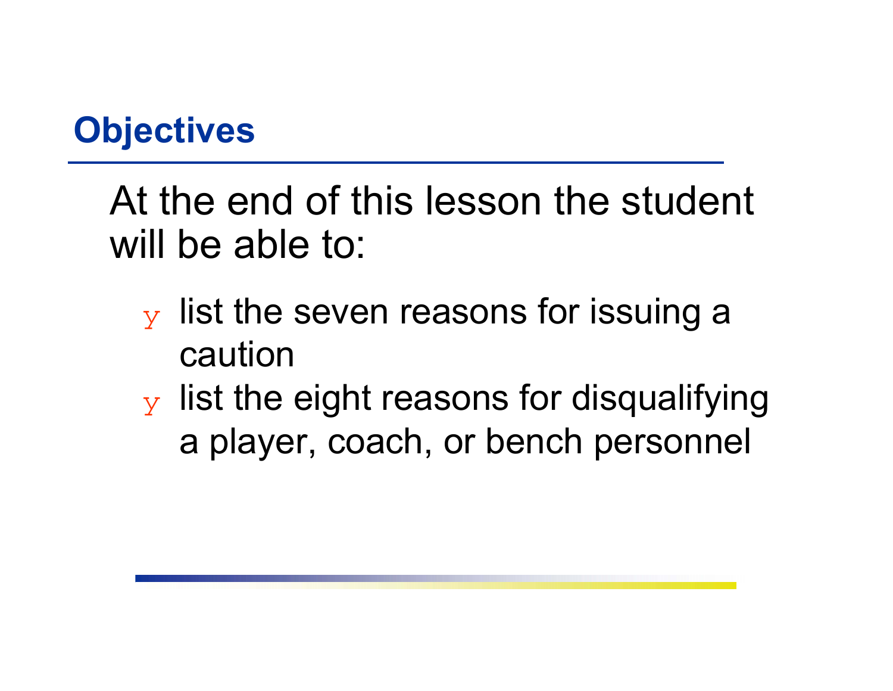## Objectives

At the end of this lesson the student will be able to:

- list the seven reasons for issuing a caution
- list the eight reasons for disqualifying a player, coach, or bench personnel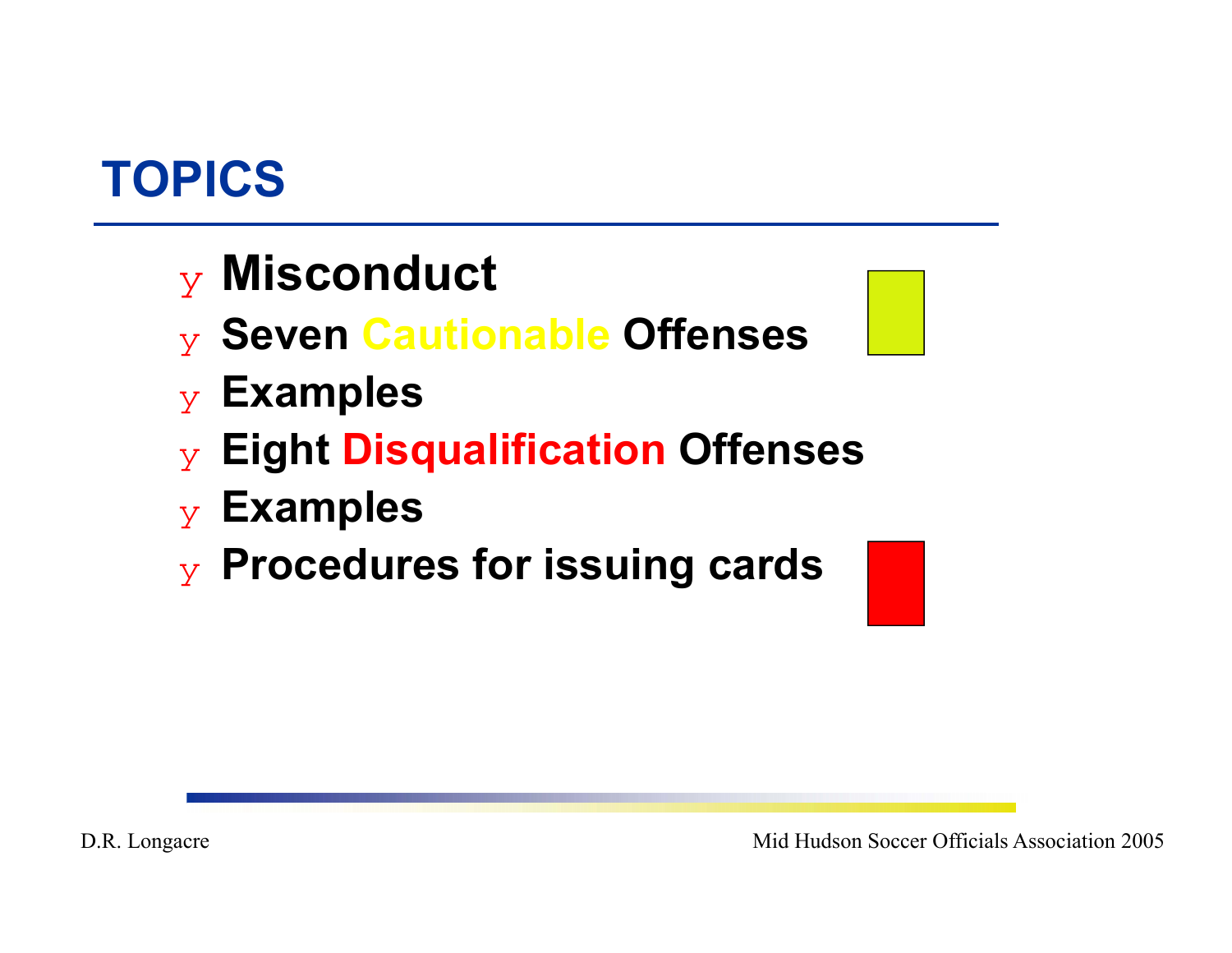# TOPICS

- **Misconduct**
- **Seven Cautionable Offenses**
- **Examples**
- **Eight Disqualification Offenses**
- **Examples**
- **Procedures for issuing cards**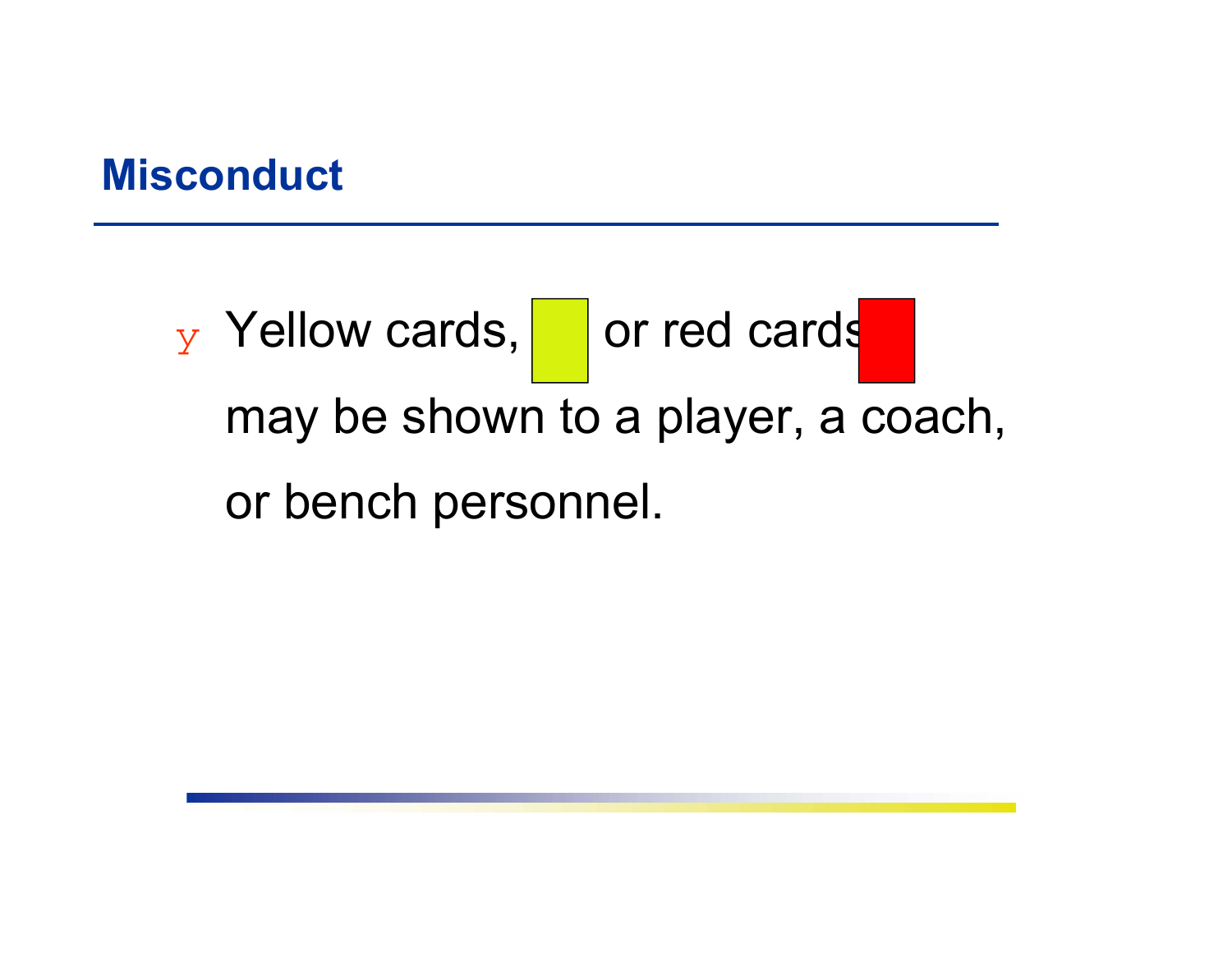## Misconduct

- Yellow cards, or red cards may be shown to a player, a coach, or bench personnel.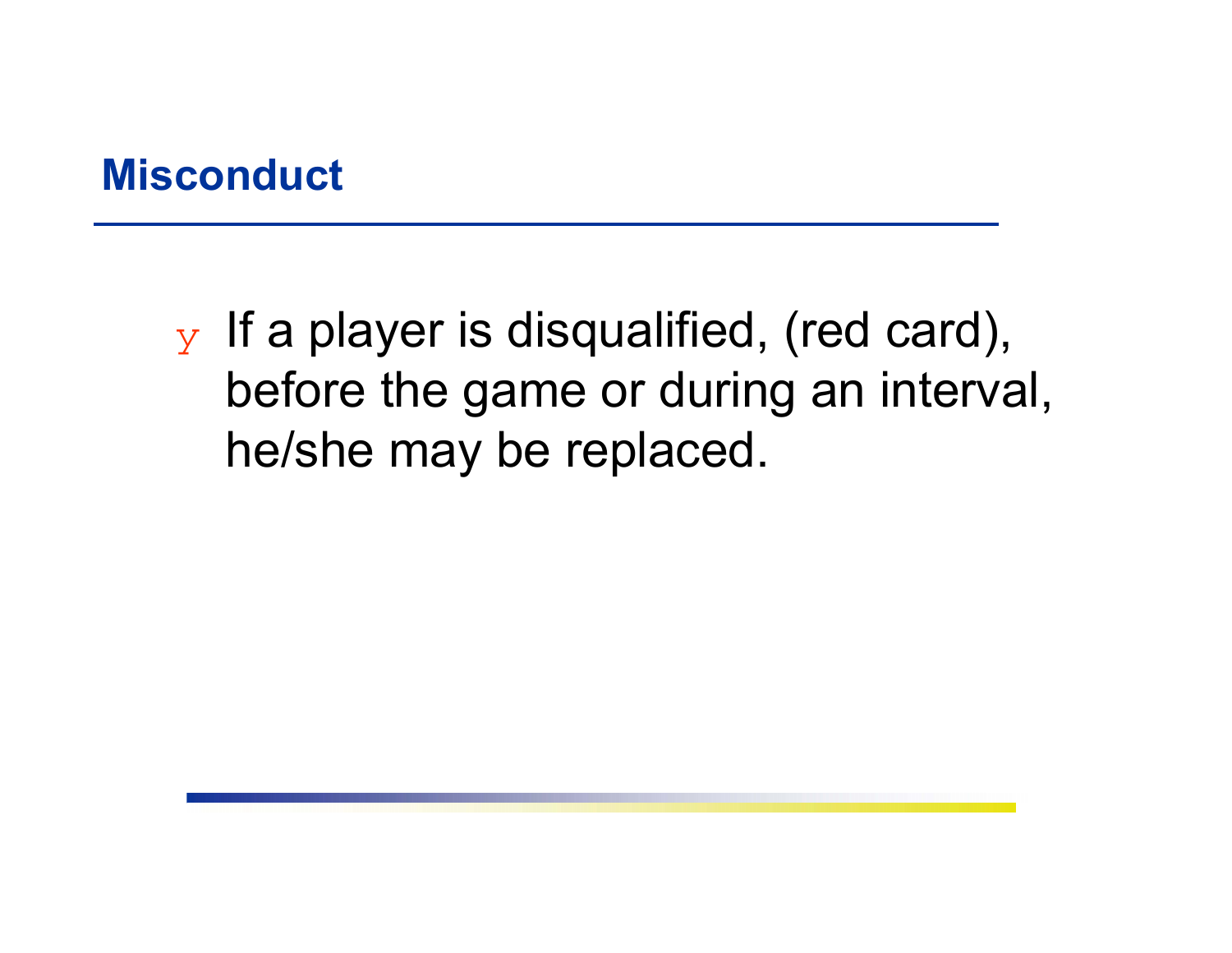## Misconduct

- If a player is disqualified, (red card), before the game or during an interval, he/she may be replaced.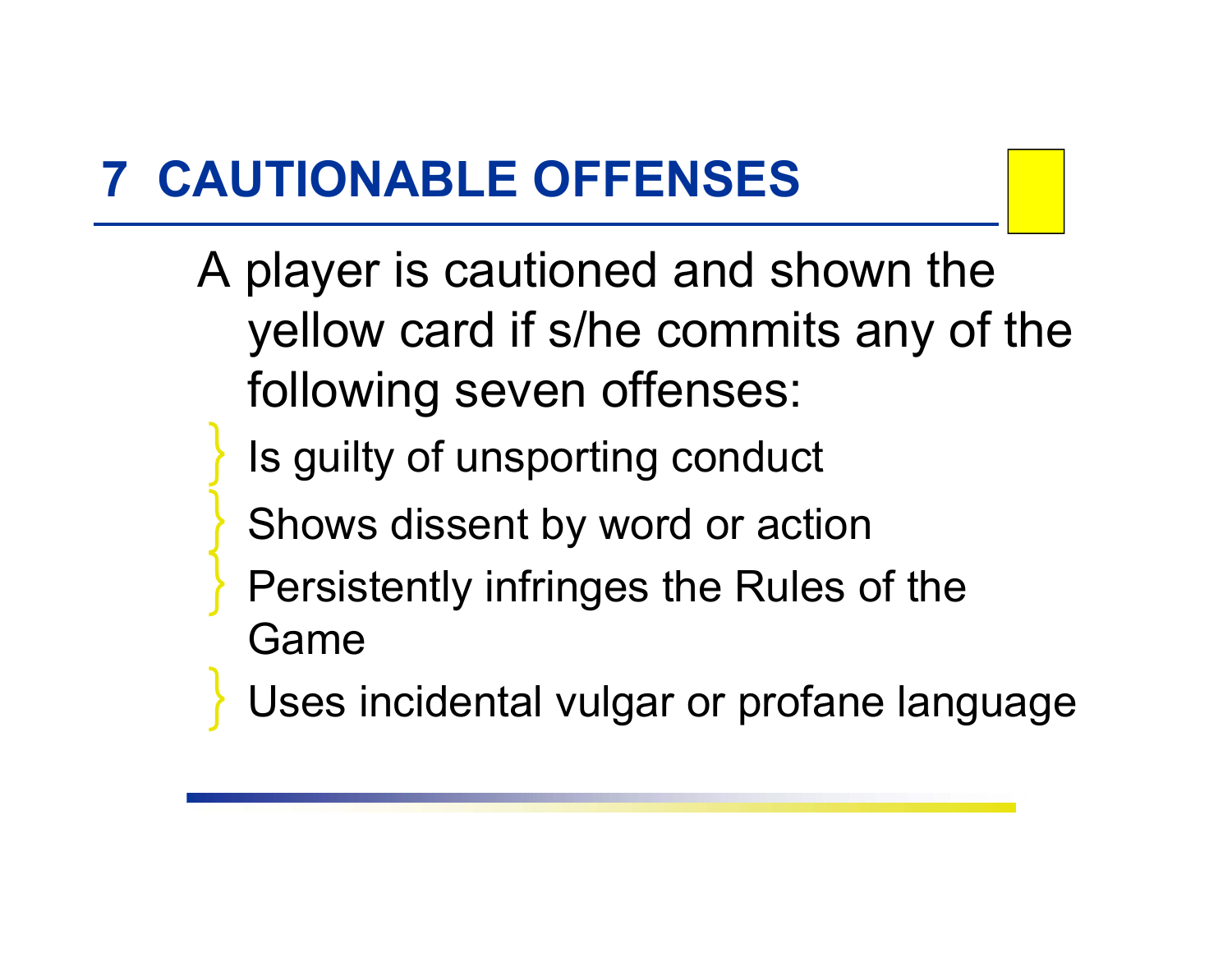# 7 CAUTIONABLE OFFENSES

A player is cautioned and shown the yellow card if s/he commits any of the following seven offenses:

- Is guilty of unsporting conduct
- Shows dissent by word or action
- Persistently infringes the Rules of the Game
- Uses incidental vulgar or profane language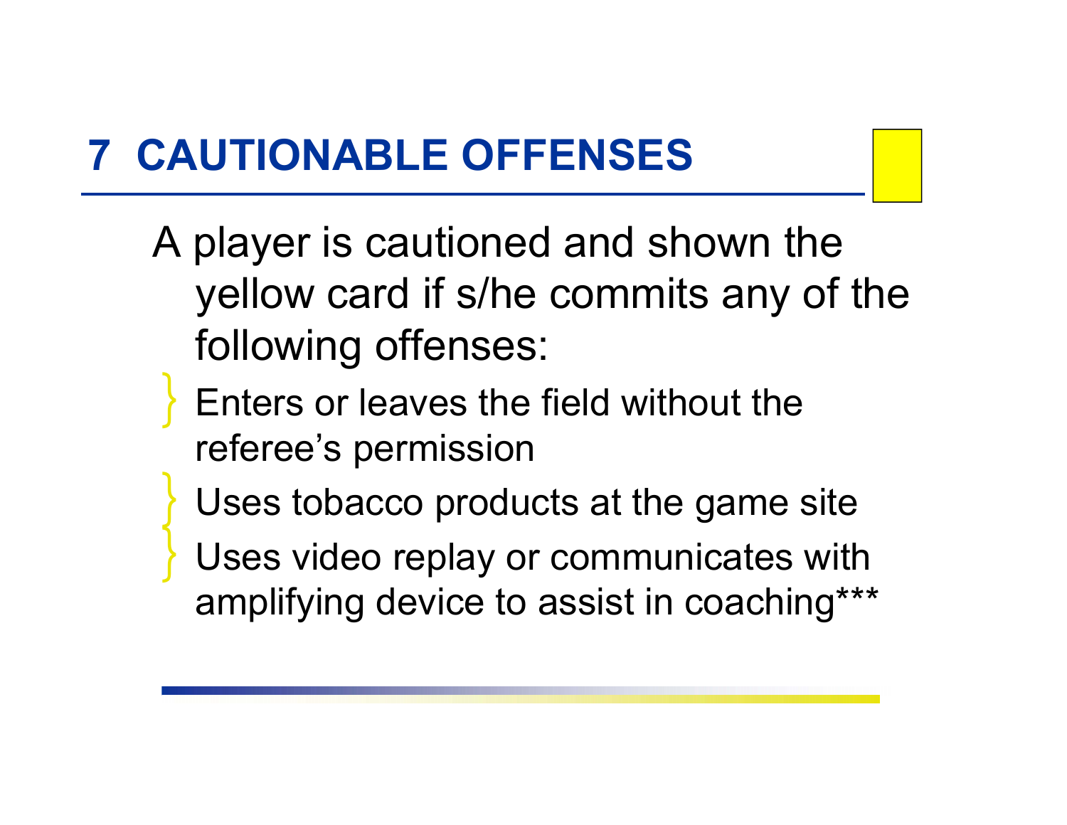# 7 CAUTIONABLE OFFENSES

A player is cautioned and shown the yellow card if s/he commits any of the following offenses:

- Enters or leaves the field without the referee's permission
- Uses tobacco products at the game site
- Uses video replay or communicates with amplifying device to assist in coaching***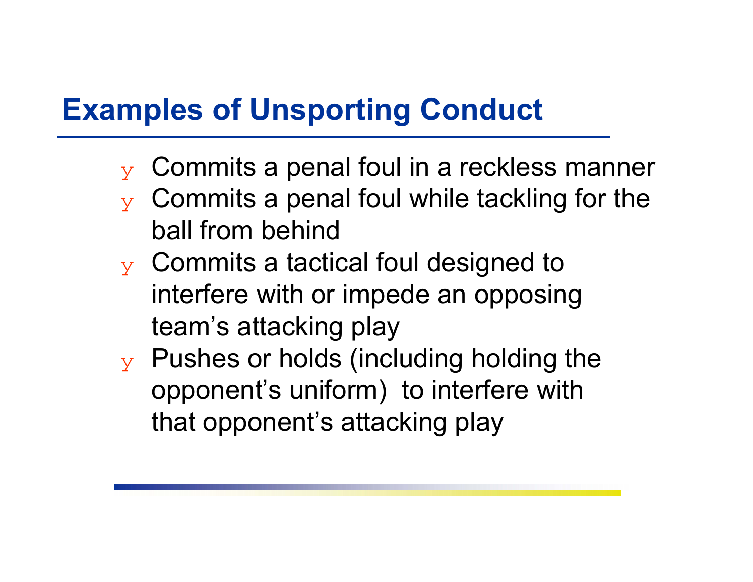## Examples of Unsporting Conduct

- Commits a penal foul in a reckless manner
- Commits a penal foul while tackling for the ball from behind
- Commits a tactical foul designed to interfere with or impede an opposing team's attacking play
- Pushes or holds (including holding the opponent's uniform) to interfere with that opponent's attacking play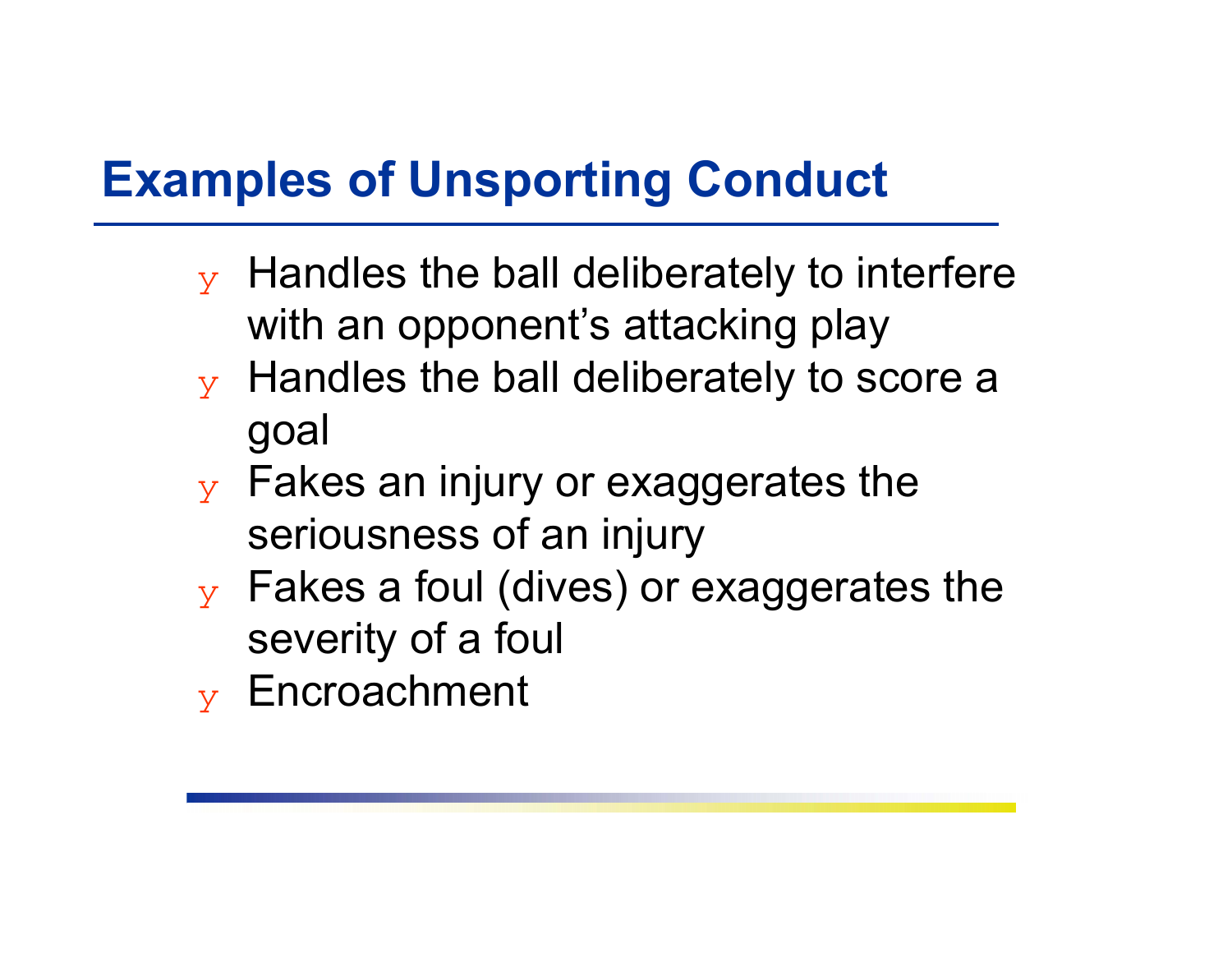# Examples of Unsporting Conduct

- Handles the ball deliberately to interfere with an opponent's attacking play
- Handles the ball deliberately to score a goal
- Fakes an injury or exaggerates the seriousness of an injury
- Fakes a foul (dives) or exaggerates the severity of a foul
- Encroachment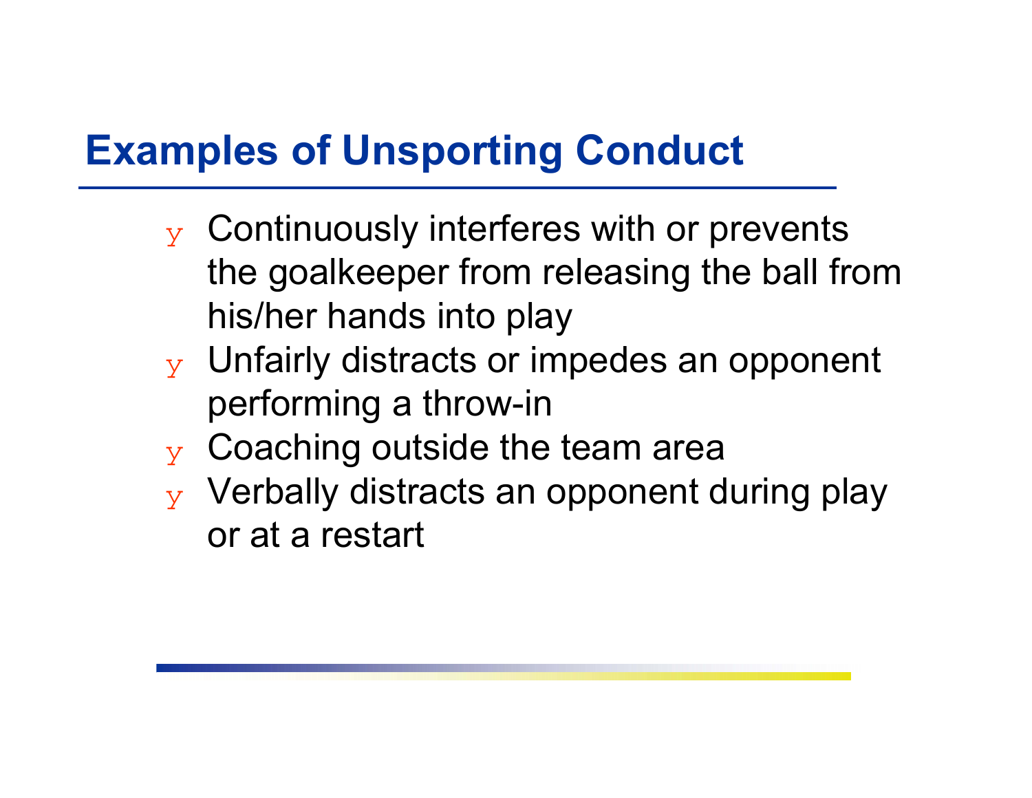## Examples of Unsporting Conduct

- Continuously interferes with or prevents the goalkeeper from releasing the ball from his/her hands into play
- Unfairly distracts or impedes an opponent performing a throw-in
- Coaching outside the team area
- Verbally distracts an opponent during play or at a restart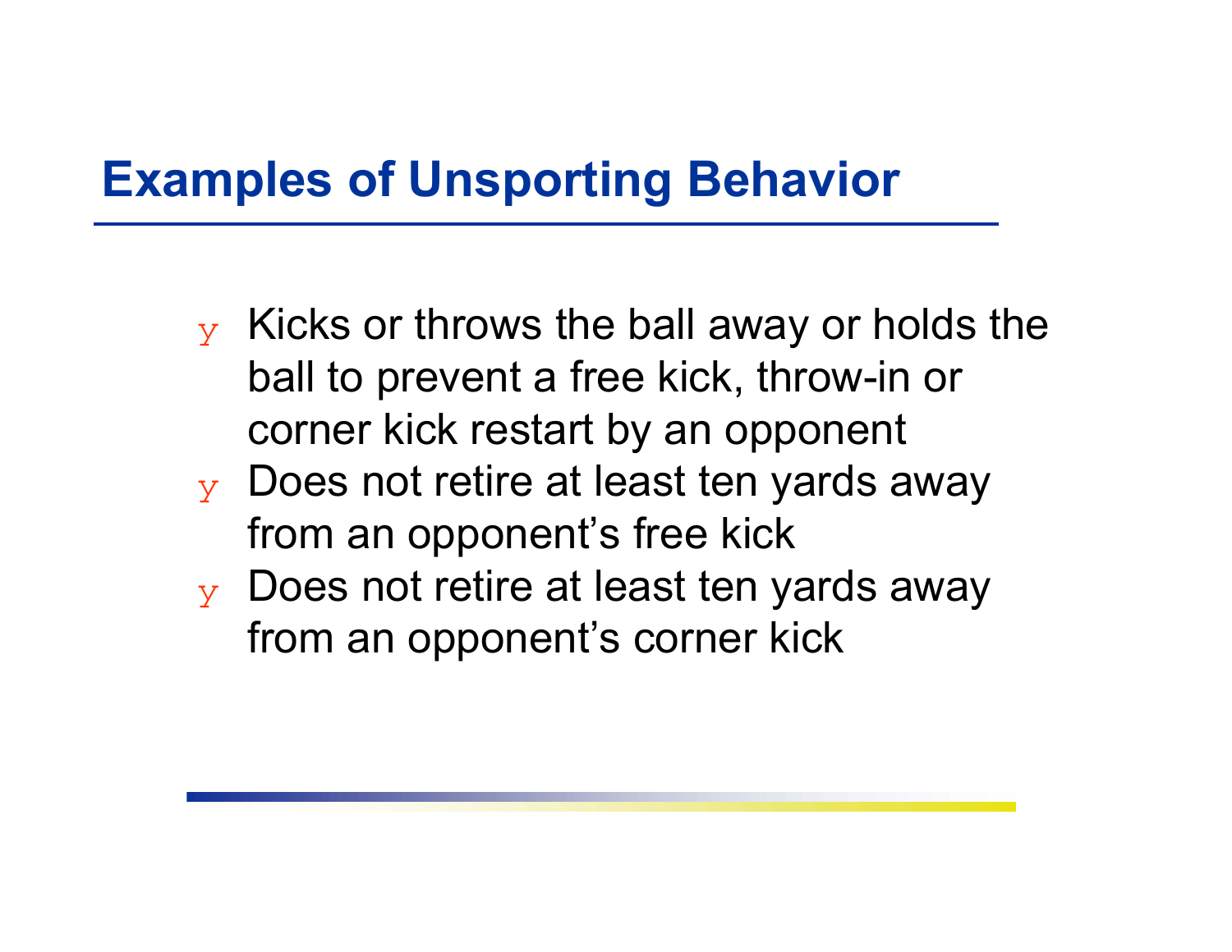# Examples of Unsporting Behavior

- Kicks or throws the ball away or holds the ball to prevent a free kick, throw-in or corner kick restart by an opponent
- Does not retire at least ten yards away from an opponent’s free kick
- Does not retire at least ten yards away from an opponent’s corner kick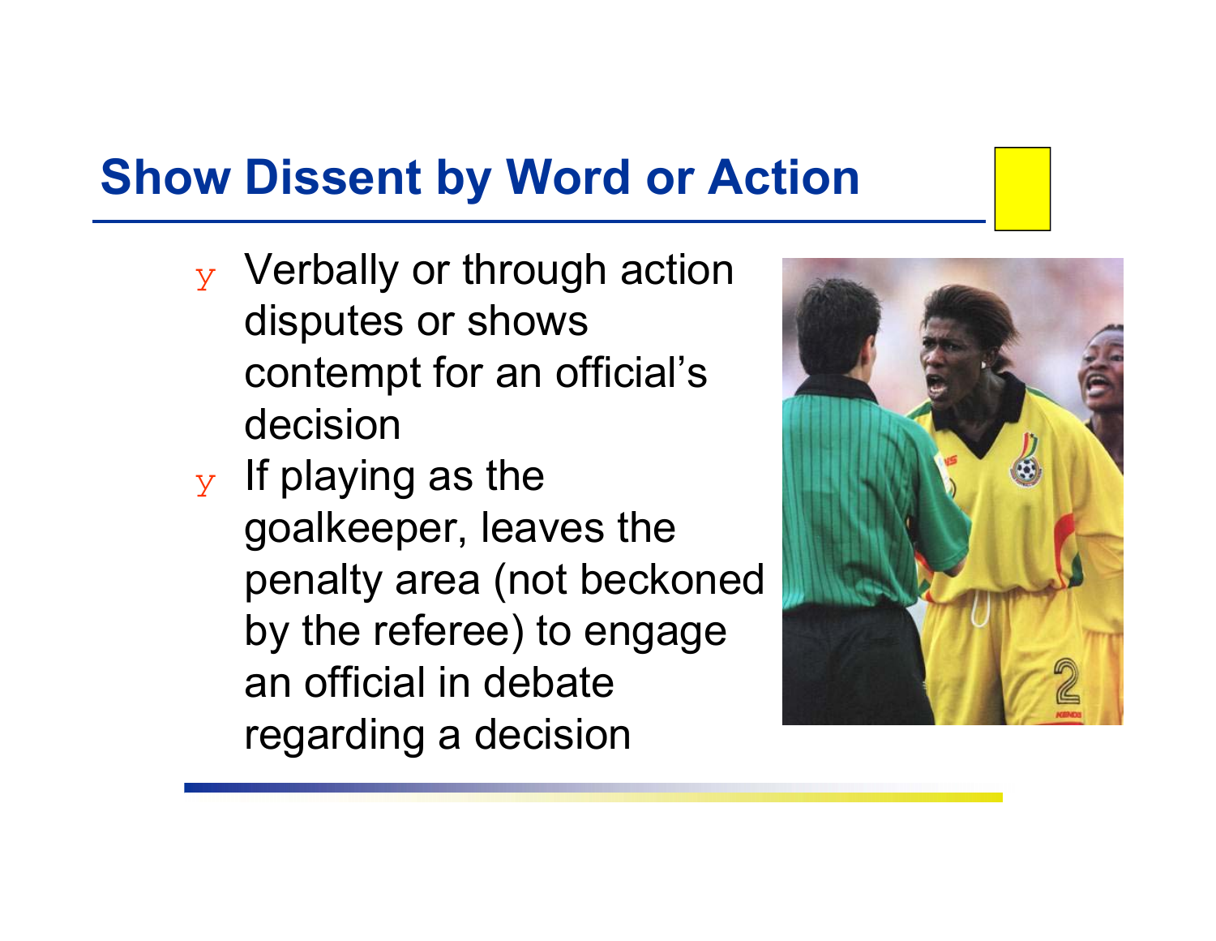## Show Dissent by Word or Action

- Verbally or through action disputes or shows contempt for an official's decision
- If playing as the goalkeeper, leaves the penalty area (not beckoned by the referee) to engage an official in debate regarding a decision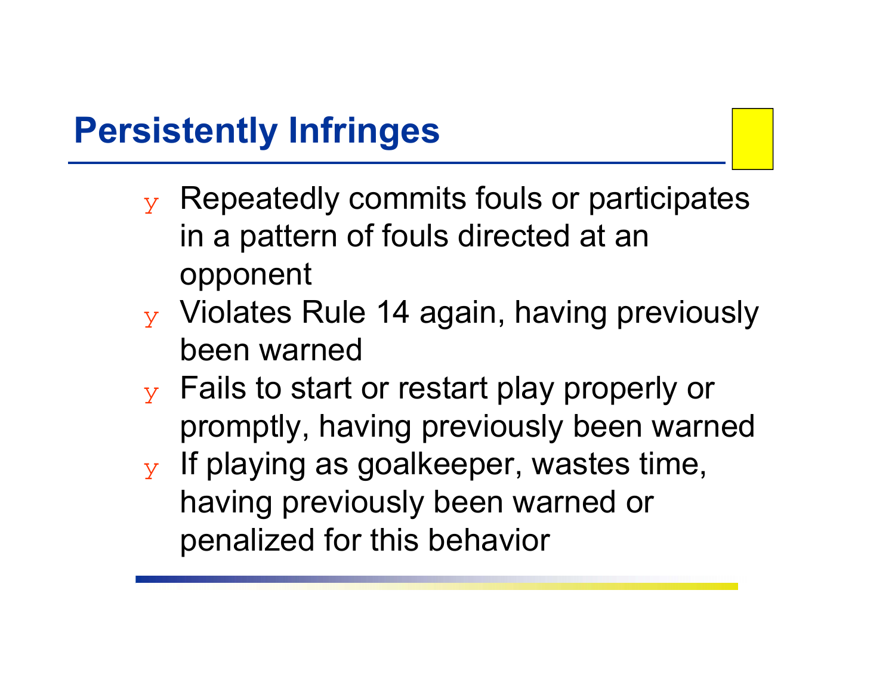# Persistently Infringes

- Repeatedly commits fouls or participates in a pattern of fouls directed at an opponent
- Violates Rule 14 again, having previously been warned
- Fails to start or restart play properly or promptly, having previously been warned
- If playing as goalkeeper, wastes time, having previously been warned or penalized for this behavior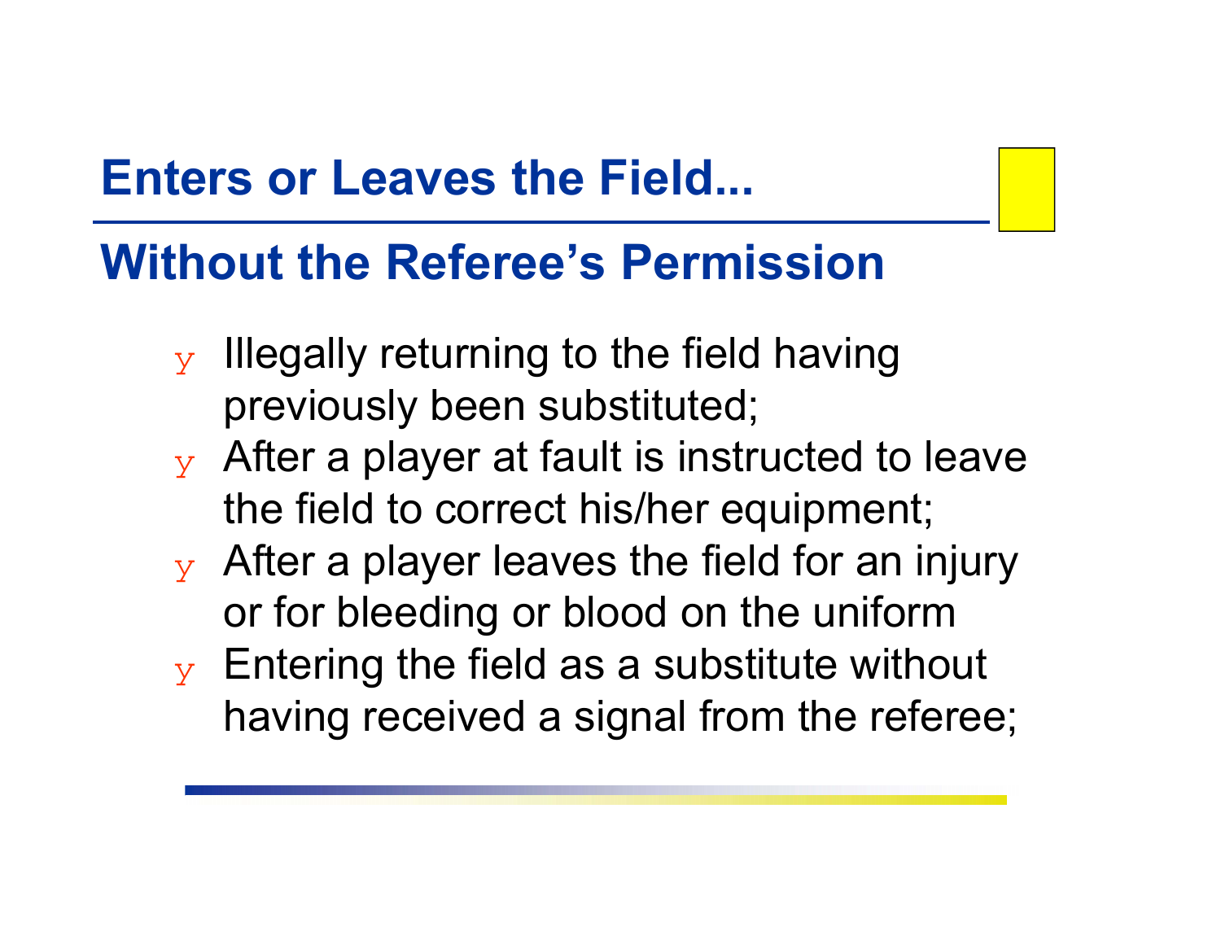# Enters or Leaves the Field...

## Without the Referee's Permission

- Illegally returning to the field having previously been substituted;
- After a player at fault is instructed to leave the field to correct his/her equipment;
- After a player leaves the field for an injury or for bleeding or blood on the uniform
- Entering the field as a substitute without having received a signal from the referee;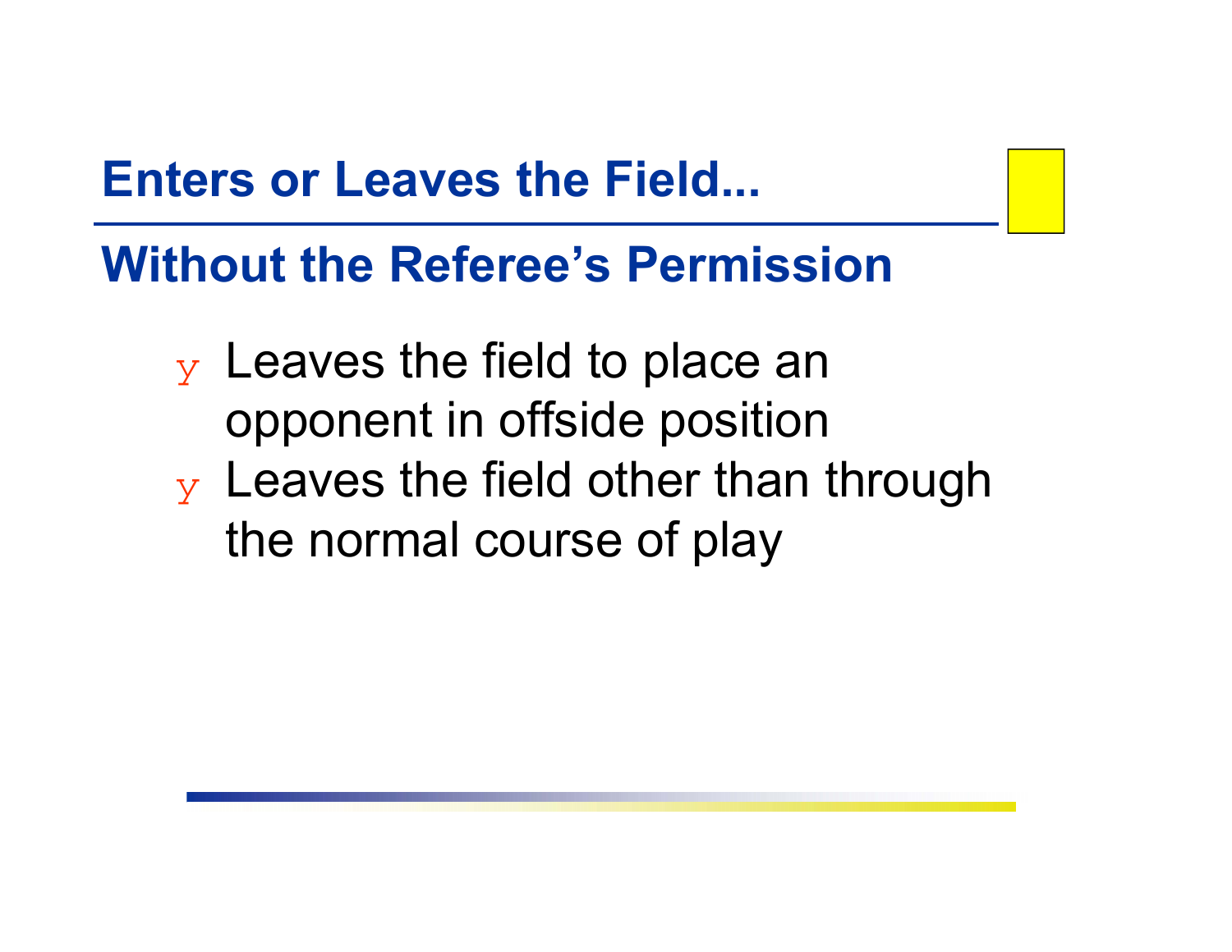## Enters or Leaves the Field...

## Without the Referee's Permission

- Leaves the field to place an opponent in offside position
- Leaves the field other than through the normal course of play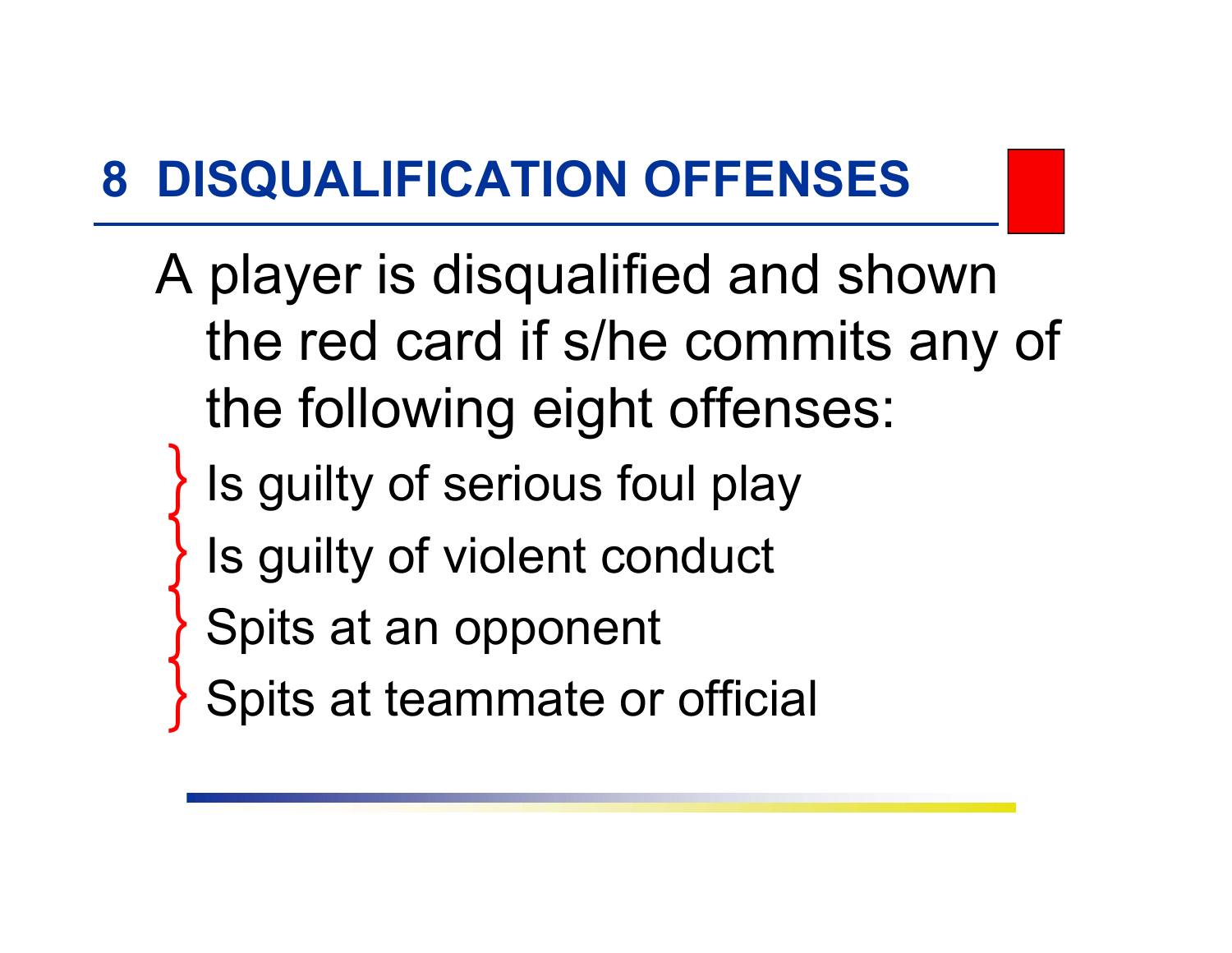# 8 DISQUALIFICATION OFFENSES

A player is disqualified and shown the red card if s/he commits any of the following eight offenses:

- Is guilty of serious foul play
- Is guilty of violent conduct
- Spits at an opponent
- Spits at teammate or official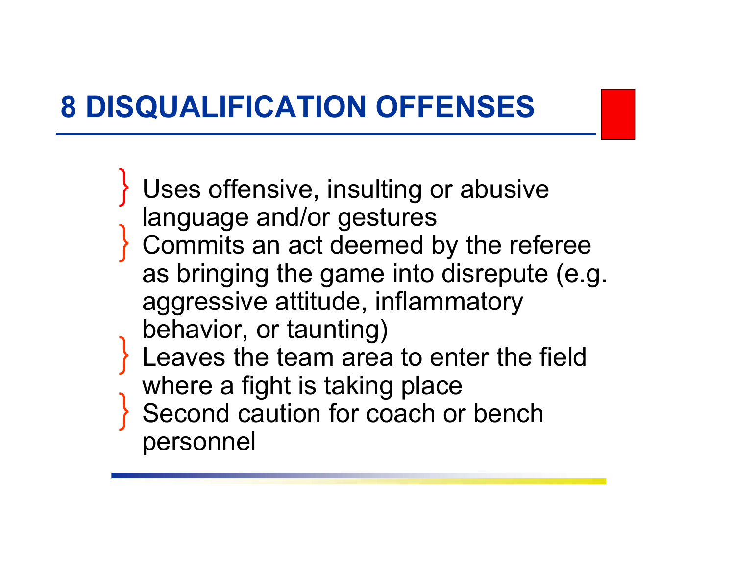# 8 DISQUALIFICATION OFFENSES

- Uses offensive, insulting or abusive language and/or gestures
- Commits an act deemed by the referee as bringing the game into disrepute (e.g. aggressive attitude, inflammatory behavior, or taunting)
- Leaves the team area to enter the field where a fight is taking place
- Second caution for coach or bench personnel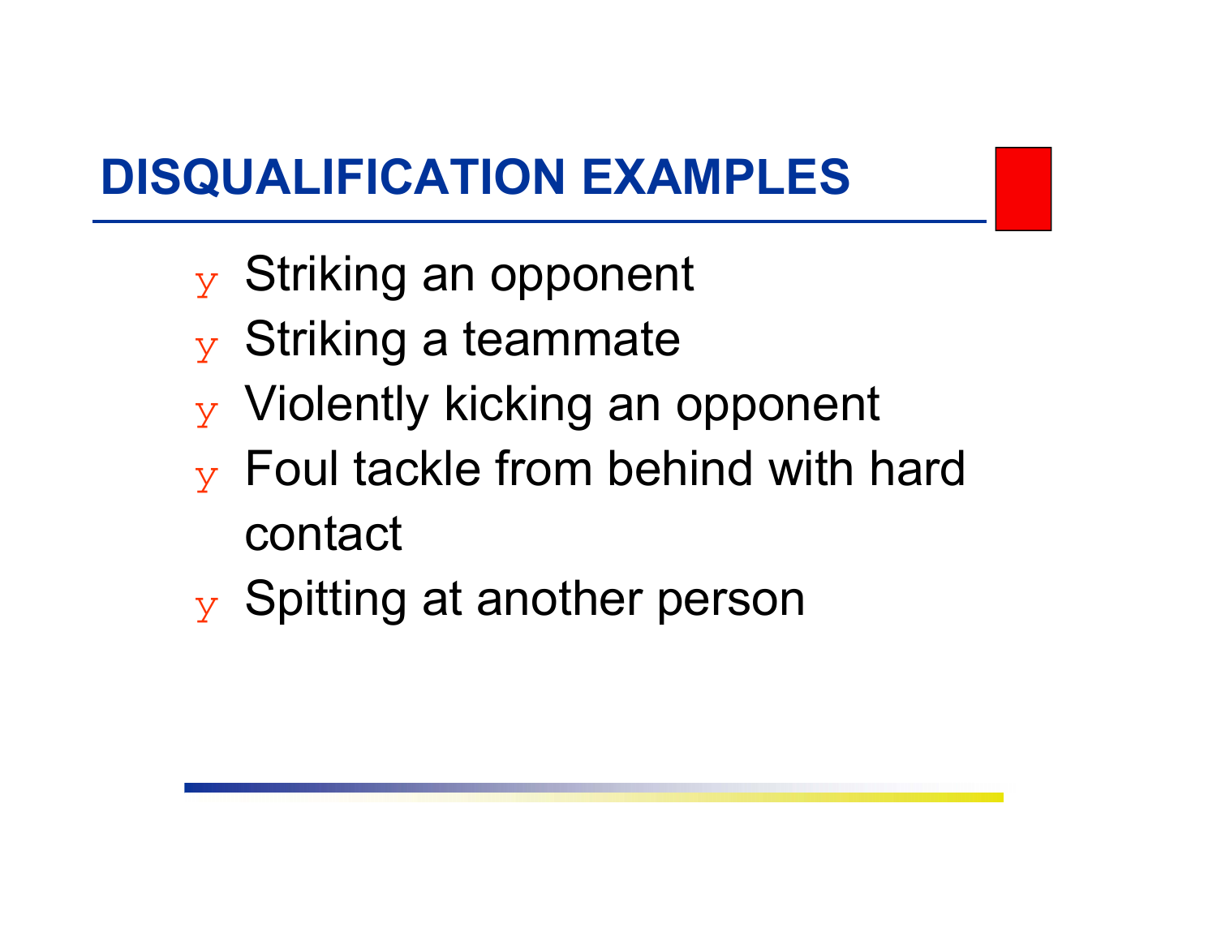# DISQUALIFICATION EXAMPLES

- Striking an opponent
- Striking a teammate
- Violently kicking an opponent
- Foul tackle from behind with hard contact
- Spitting at another person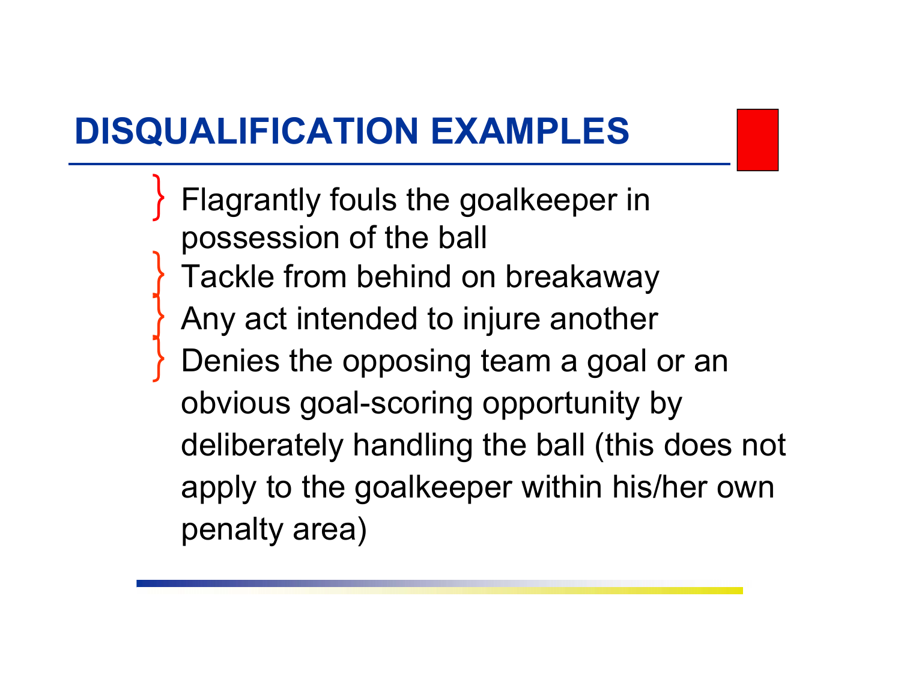# DISQUALIFICATION EXAMPLES

- Flagrantly fouls the goalkeeper in possession of the ball
- Tackle from behind on breakaway
- Any act intended to injure another
- Denies the opposing team a goal or an obvious goal-scoring opportunity by deliberately handling the ball (this does not apply to the goalkeeper within his/her own penalty area)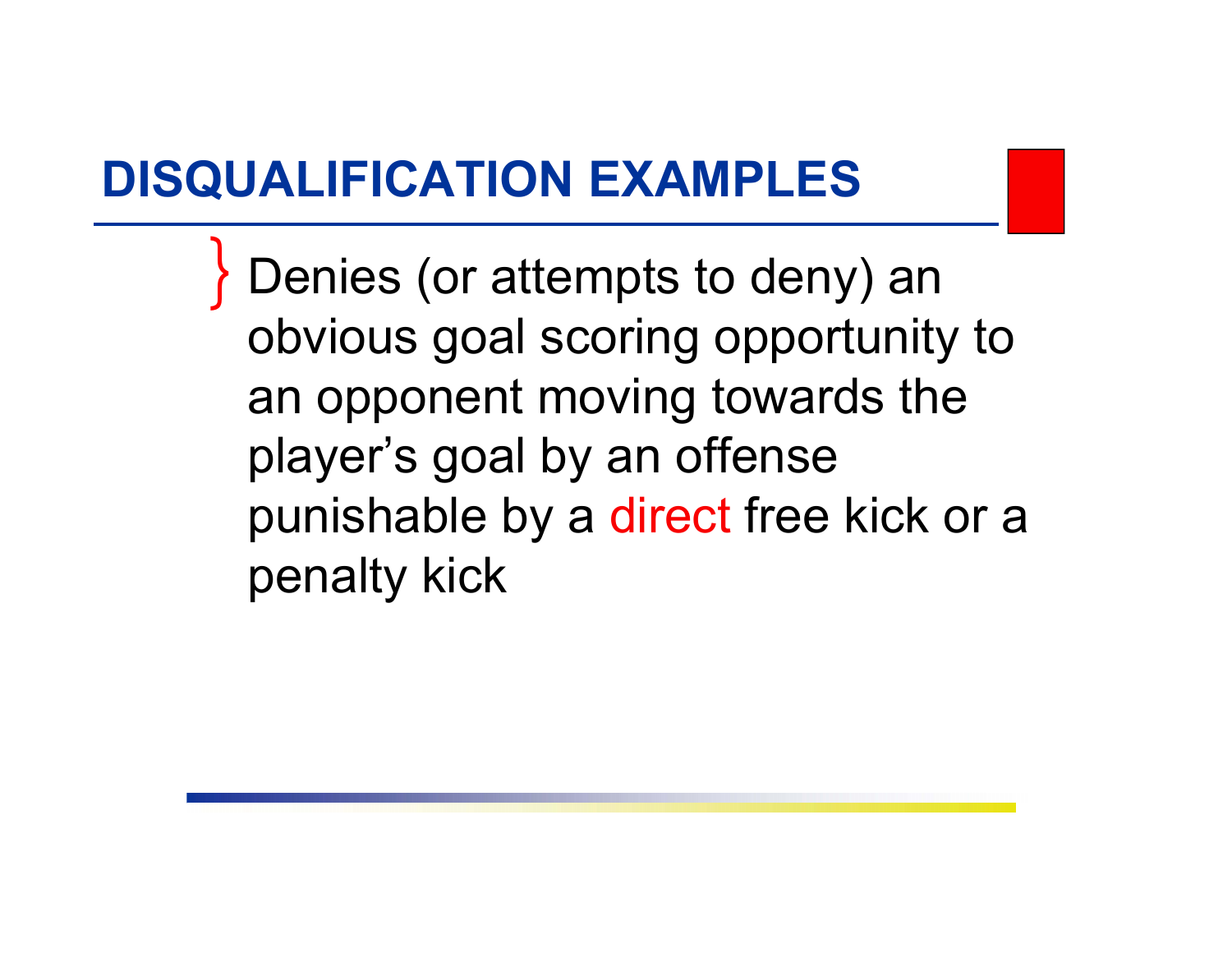# DISQUALIFICATION EXAMPLES

- Denies (or attempts to deny) an obvious goal scoring opportunity to an opponent moving towards the player’s goal by an offense punishable by a direct free kick or a penalty kick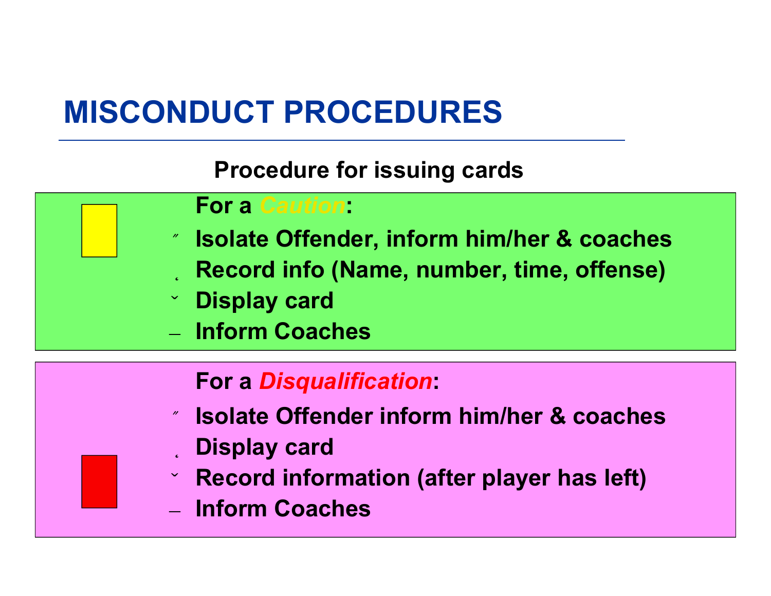# MISCONDUCT PROCEDURES

**Procedure for issuing cards**

**For a *Caution*:**

1. **Isolate Offender, inform him/her & coaches**
2. **Record info (Name, number, time, offense)**
3. **Display card**
4. **Inform Coaches**

**For a *Disqualification*:**

1. **Isolate Offender inform him/her & coaches**
2. **Display card**
3. **Record information (after player has left)**
4. **Inform Coaches**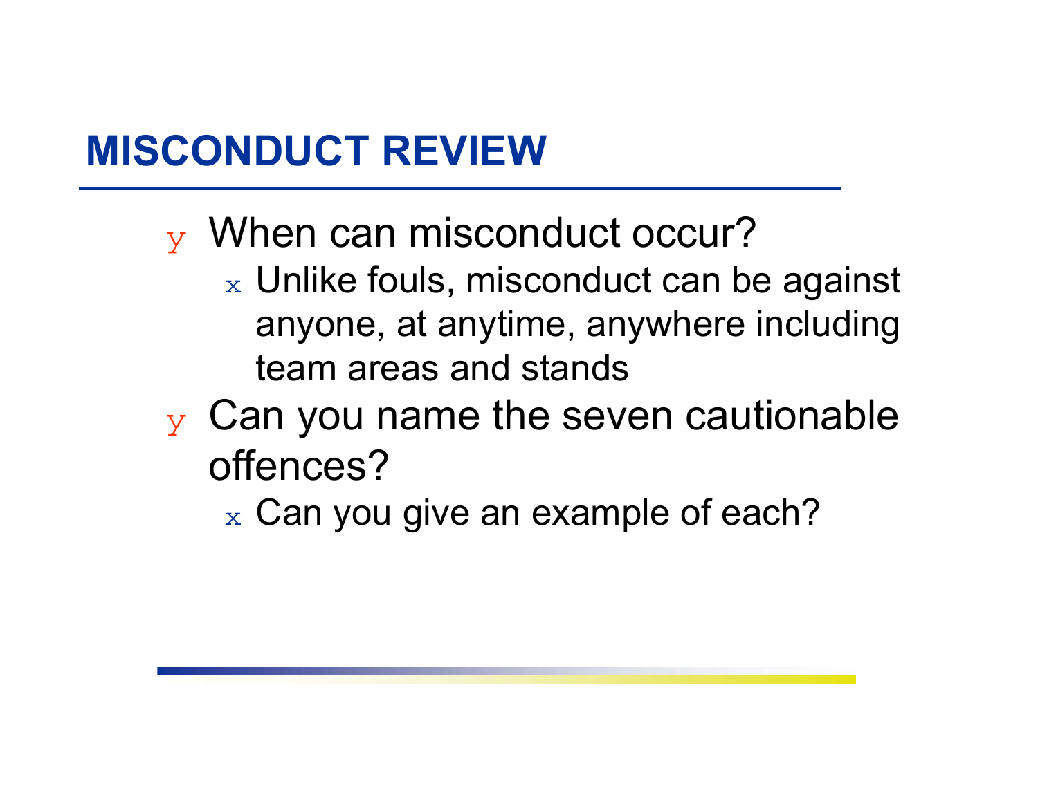# MISCONDUCT REVIEW

- When can misconduct occur?
  - Unlike fouls, misconduct can be against anyone, at anytime, anywhere including team areas and stands
- Can you name the seven cautionable offences?
  - Can you give an example of each?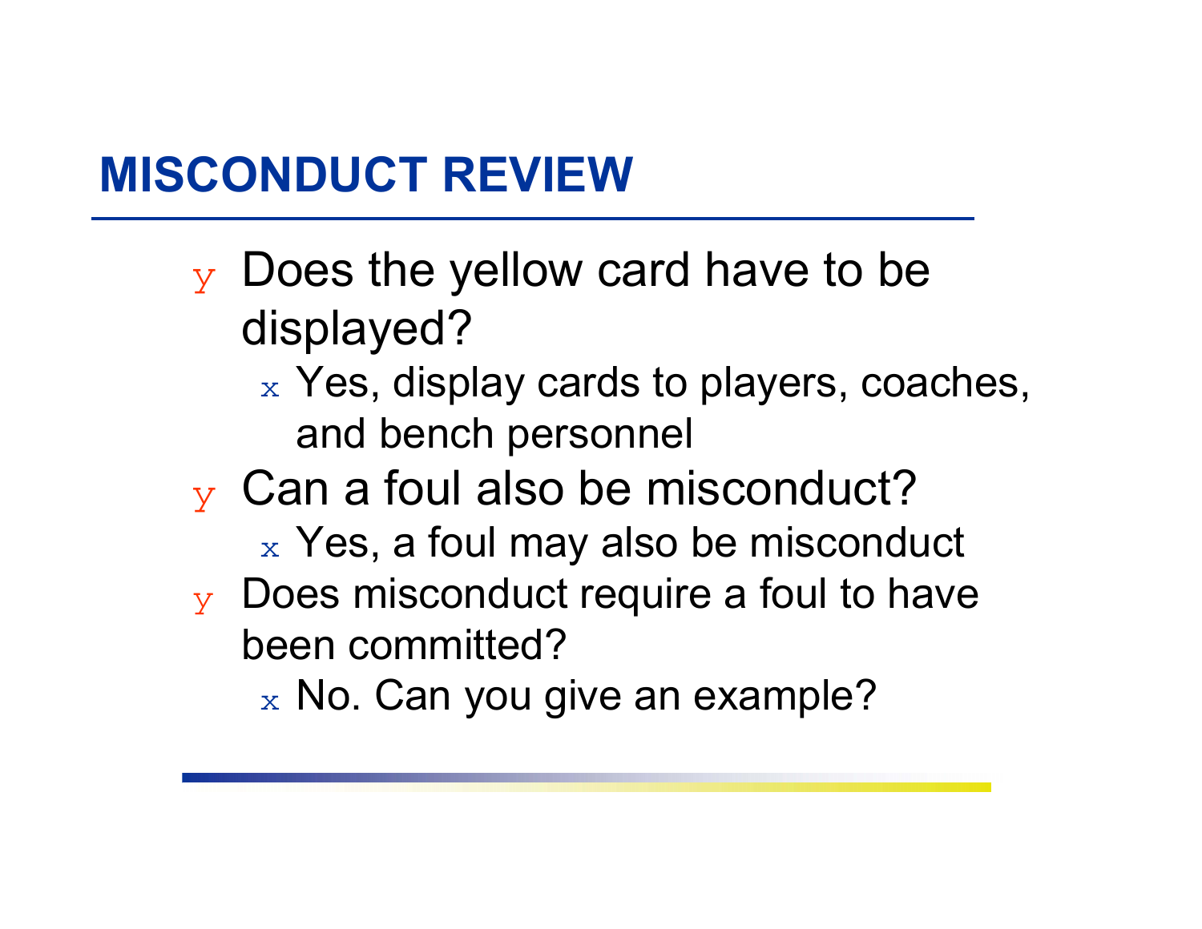## MISCONDUCT REVIEW

- Does the yellow card have to be displayed?
  - Yes, display cards to players, coaches, and bench personnel
- Can a foul also be misconduct?
  - Yes, a foul may also be misconduct
- Does misconduct require a foul to have been committed?
  - No. Can you give an example?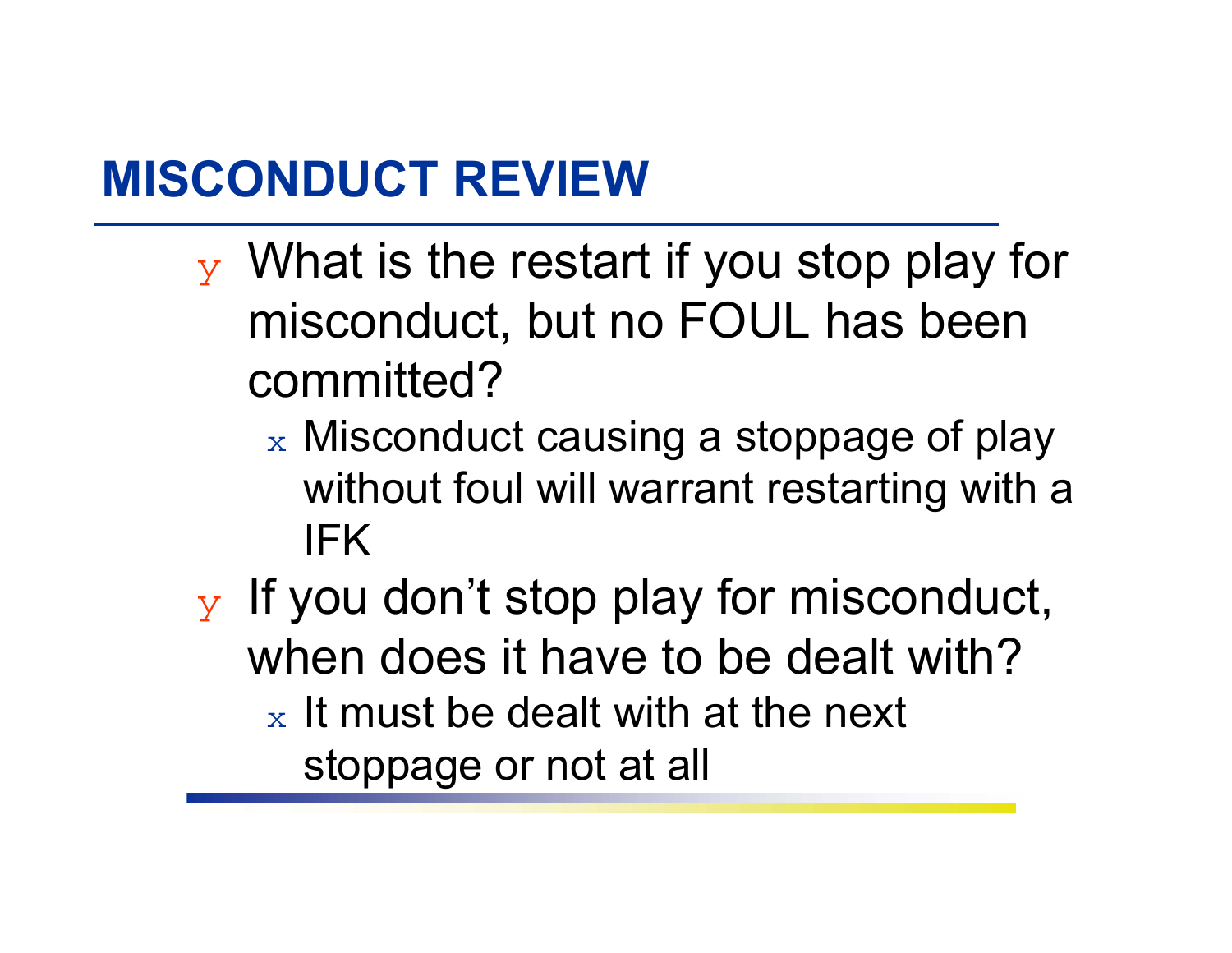# MISCONDUCT REVIEW

- What is the restart if you stop play for misconduct, but no FOUL has been committed?
  - Misconduct causing a stoppage of play without foul will warrant restarting with a IFK
- If you don't stop play for misconduct, when does it have to be dealt with?
  - It must be dealt with at the next stoppage or not at all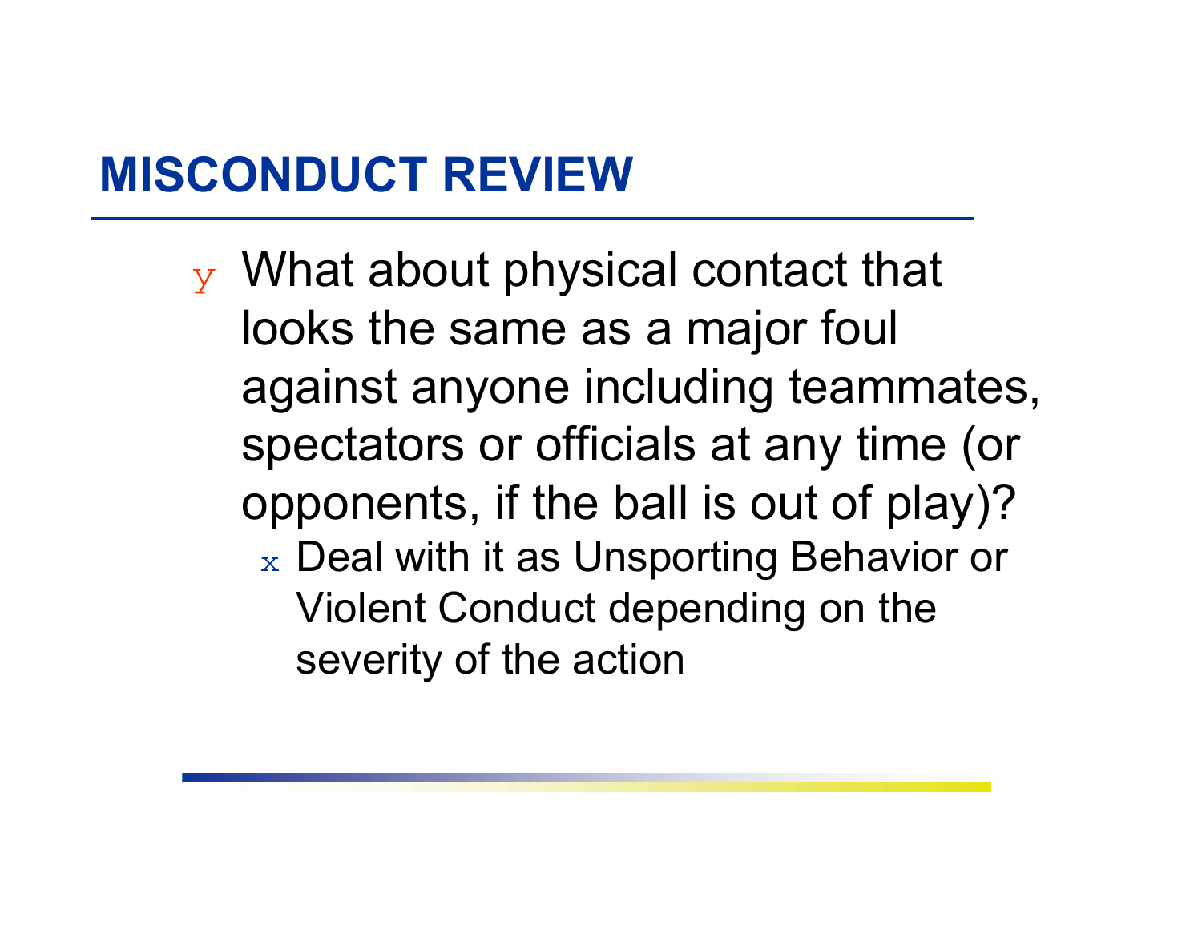# MISCONDUCT REVIEW

- What about physical contact that looks the same as a major foul against anyone including teammates, spectators or officials at any time (or opponents, if the ball is out of play)?
  - Deal with it as Unsporting Behavior or Violent Conduct depending on the severity of the action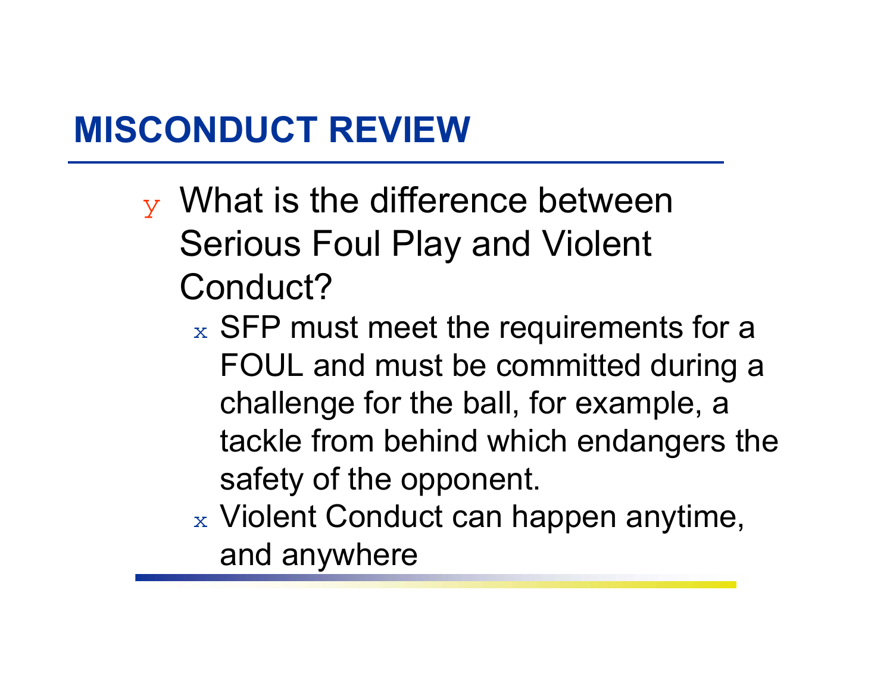# MISCONDUCT REVIEW

- What is the difference between Serious Foul Play and Violent Conduct?
  - SFP must meet the requirements for a FOUL and must be committed during a challenge for the ball, for example, a tackle from behind which endangers the safety of the opponent.
  - Violent Conduct can happen anytime, and anywhere